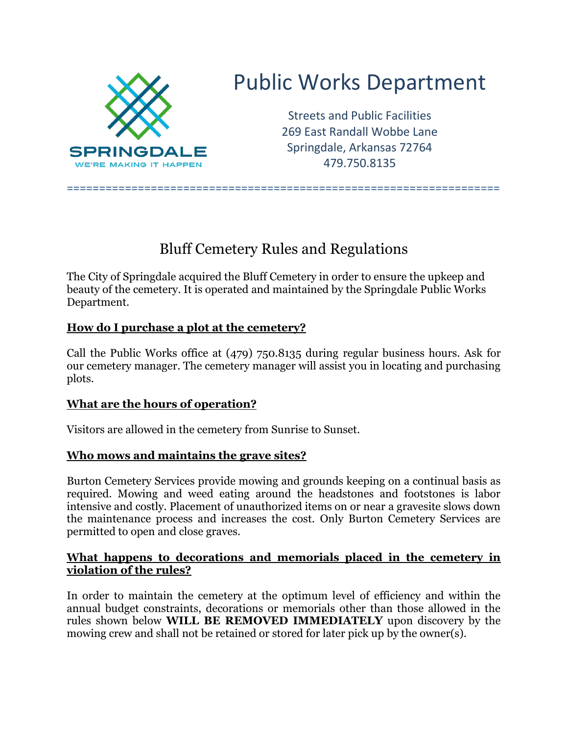# Public Works Department

Streets and Public Facilities
269 East Randall Wobbe Lane
Springdale, Arkansas 72764
479.750.8135

SPRINGDALE
WE'RE MAKING IT HAPPEN

## Bluff Cemetery Rules and Regulations

The City of Springdale acquired the Bluff Cemetery in order to ensure the upkeep and beauty of the cemetery. It is operated and maintained by the Springdale Public Works Department.

### How do I purchase a plot at the cemetery?

Call the Public Works office at (479) 750.8135 during regular business hours. Ask for our cemetery manager. The cemetery manager will assist you in locating and purchasing plots.

### What are the hours of operation?

Visitors are allowed in the cemetery from Sunrise to Sunset.

### Who mows and maintains the grave sites?

Burton Cemetery Services provide mowing and grounds keeping on a continual basis as required. Mowing and weed eating around the headstones and footstones is labor intensive and costly. Placement of unauthorized items on or near a gravesite slows down the maintenance process and increases the cost. Only Burton Cemetery Services are permitted to open and close graves.

### What happens to decorations and memorials placed in the cemetery in violation of the rules?

In order to maintain the cemetery at the optimum level of efficiency and within the annual budget constraints, decorations or memorials other than those allowed in the rules shown below **WILL BE REMOVED IMMEDIATELY** upon discovery by the mowing crew and shall not be retained or stored for later pick up by the owner(s).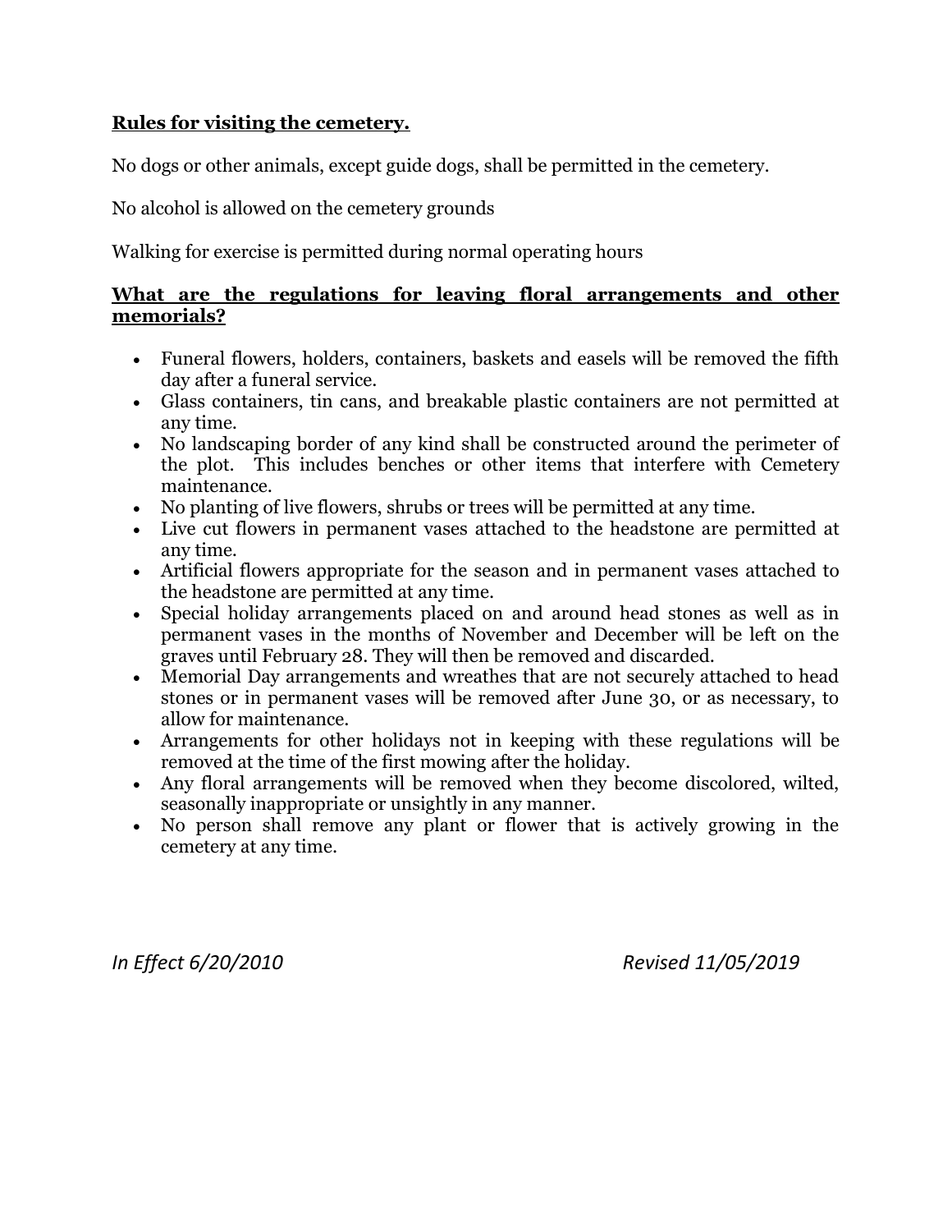**Rules for visiting the cemetery.**

No dogs or other animals, except guide dogs, shall be permitted in the cemetery.

No alcohol is allowed on the cemetery grounds

Walking for exercise is permitted during normal operating hours

**What are the regulations for leaving floral arrangements and other memorials?**

- Funeral flowers, holders, containers, baskets and easels will be removed the fifth day after a funeral service.
- Glass containers, tin cans, and breakable plastic containers are not permitted at any time.
- No landscaping border of any kind shall be constructed around the perimeter of the plot. This includes benches or other items that interfere with Cemetery maintenance.
- No planting of live flowers, shrubs or trees will be permitted at any time.
- Live cut flowers in permanent vases attached to the headstone are permitted at any time.
- Artificial flowers appropriate for the season and in permanent vases attached to the headstone are permitted at any time.
- Special holiday arrangements placed on and around head stones as well as in permanent vases in the months of November and December will be left on the graves until February 28. They will then be removed and discarded.
- Memorial Day arrangements and wreathes that are not securely attached to head stones or in permanent vases will be removed after June 30, or as necessary, to allow for maintenance.
- Arrangements for other holidays not in keeping with these regulations will be removed at the time of the first mowing after the holiday.
- Any floral arrangements will be removed when they become discolored, wilted, seasonally inappropriate or unsightly in any manner.
- No person shall remove any plant or flower that is actively growing in the cemetery at any time.

*In Effect 6/20/2010* *Revised 11/05/2019*